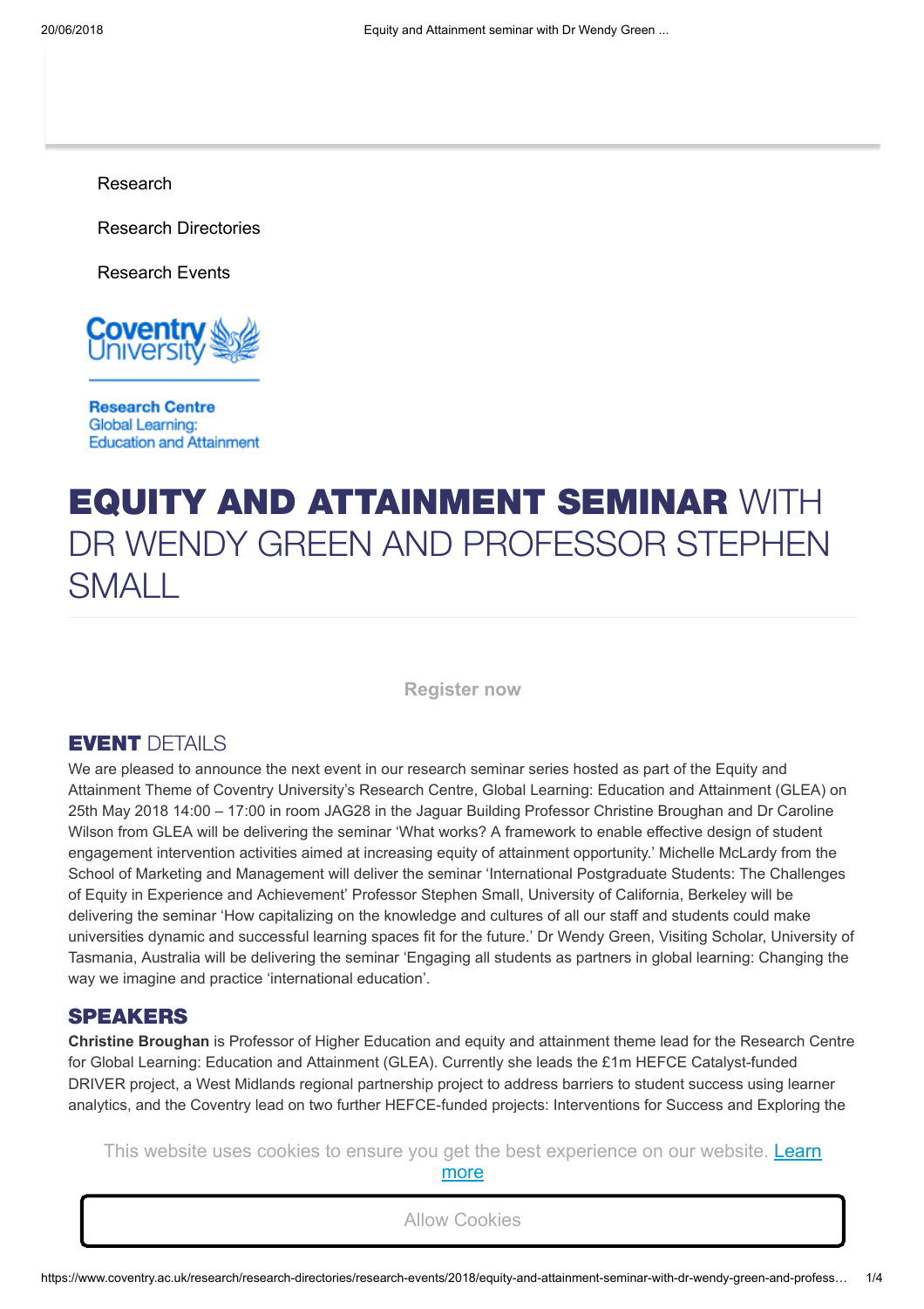Research

Research Directories

Research Events

Research Centre
Global Learning:
Education and Attainment

# EQUITY AND ATTAINMENT SEMINAR WITH DR WENDY GREEN AND PROFESSOR STEPHEN SMALL

Register now

## EVENT DETAILS

We are pleased to announce the next event in our research seminar series hosted as part of the Equity and Attainment Theme of Coventry University's Research Centre, Global Learning: Education and Attainment (GLEA) on 25th May 2018 14:00 – 17:00 in room JAG28 in the Jaguar Building Professor Christine Broughan and Dr Caroline Wilson from GLEA will be delivering the seminar 'What works? A framework to enable effective design of student engagement intervention activities aimed at increasing equity of attainment opportunity.' Michelle McLardy from the School of Marketing and Management will deliver the seminar 'International Postgraduate Students: The Challenges of Equity in Experience and Achievement' Professor Stephen Small, University of California, Berkeley will be delivering the seminar 'How capitalizing on the knowledge and cultures of all our staff and students could make universities dynamic and successful learning spaces fit for the future.' Dr Wendy Green, Visiting Scholar, University of Tasmania, Australia will be delivering the seminar 'Engaging all students as partners in global learning: Changing the way we imagine and practice 'international education'.

## SPEAKERS

**Christine Broughan** is Professor of Higher Education and equity and attainment theme lead for the Research Centre for Global Learning: Education and Attainment (GLEA). Currently she leads the £1m HEFCE Catalyst-funded DRIVER project, a West Midlands regional partnership project to address barriers to student success using learner analytics, and the Coventry lead on two further HEFCE-funded projects: Interventions for Success and Exploring the

This website uses cookies to ensure you get the best experience on our website. Learn more

Allow Cookies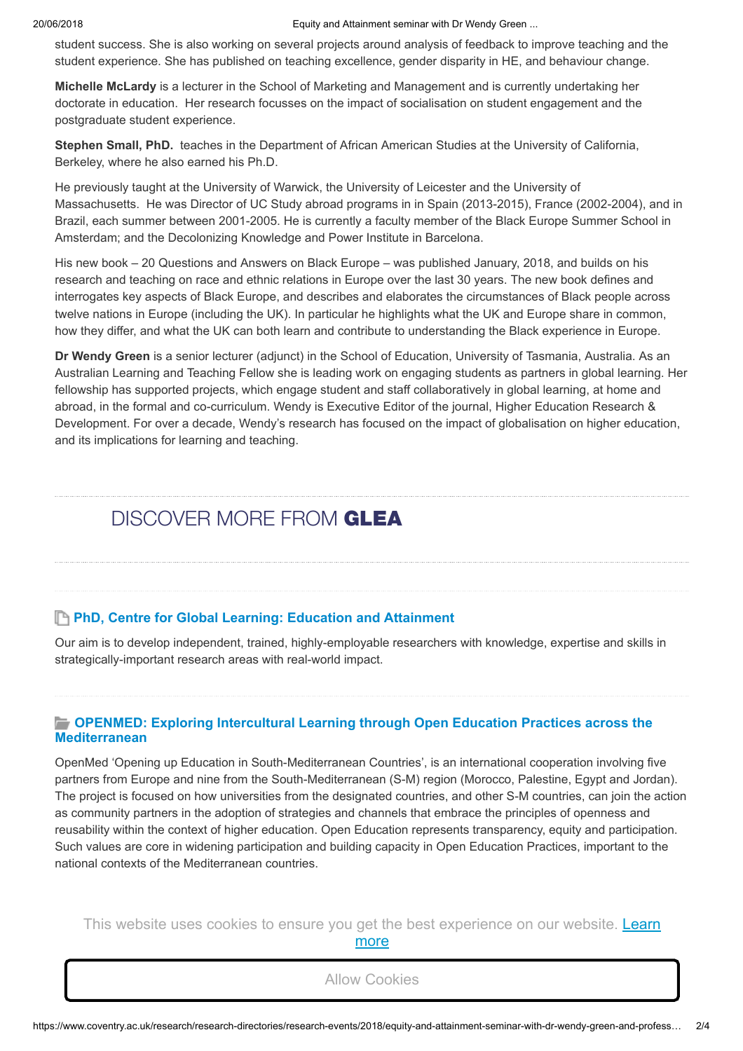student success. She is also working on several projects around analysis of feedback to improve teaching and the student experience. She has published on teaching excellence, gender disparity in HE, and behaviour change.

**Michelle McLardy** is a lecturer in the School of Marketing and Management and is currently undertaking her doctorate in education. Her research focusses on the impact of socialisation on student engagement and the postgraduate student experience.

**Stephen Small, PhD.** teaches in the Department of African American Studies at the University of California, Berkeley, where he also earned his Ph.D.

He previously taught at the University of Warwick, the University of Leicester and the University of Massachusetts. He was Director of UC Study abroad programs in in Spain (2013-2015), France (2002-2004), and in Brazil, each summer between 2001-2005. He is currently a faculty member of the Black Europe Summer School in Amsterdam; and the Decolonizing Knowledge and Power Institute in Barcelona.

His new book – 20 Questions and Answers on Black Europe – was published January, 2018, and builds on his research and teaching on race and ethnic relations in Europe over the last 30 years. The new book defines and interrogates key aspects of Black Europe, and describes and elaborates the circumstances of Black people across twelve nations in Europe (including the UK). In particular he highlights what the UK and Europe share in common, how they differ, and what the UK can both learn and contribute to understanding the Black experience in Europe.

**Dr Wendy Green** is a senior lecturer (adjunct) in the School of Education, University of Tasmania, Australia. As an Australian Learning and Teaching Fellow she is leading work on engaging students as partners in global learning. Her fellowship has supported projects, which engage student and staff collaboratively in global learning, at home and abroad, in the formal and co-curriculum. Wendy is Executive Editor of the journal, Higher Education Research & Development. For over a decade, Wendy's research has focused on the impact of globalisation on higher education, and its implications for learning and teaching.

## DISCOVER MORE FROM **GLEA**

### PhD, Centre for Global Learning: Education and Attainment

Our aim is to develop independent, trained, highly-employable researchers with knowledge, expertise and skills in strategically-important research areas with real-world impact.

### OPENMED: Exploring Intercultural Learning through Open Education Practices across the Mediterranean

OpenMed 'Opening up Education in South-Mediterranean Countries', is an international cooperation involving five partners from Europe and nine from the South-Mediterranean (S-M) region (Morocco, Palestine, Egypt and Jordan). The project is focused on how universities from the designated countries, and other S-M countries, can join the action as community partners in the adoption of strategies and channels that embrace the principles of openness and reusability within the context of higher education. Open Education represents transparency, equity and participation. Such values are core in widening participation and building capacity in Open Education Practices, important to the national contexts of the Mediterranean countries.

This website uses cookies to ensure you get the best experience on our website. Learn more

Allow Cookies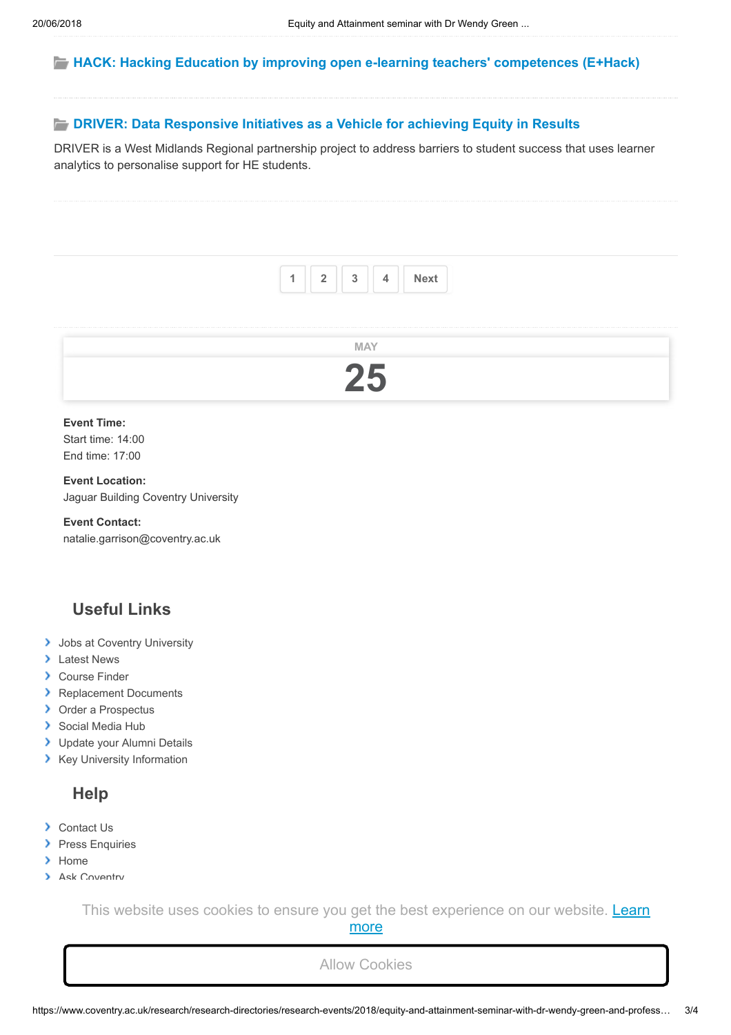### HACK: Hacking Education by improving open e-learning teachers' competences (E+Hack)

### DRIVER: Data Responsive Initiatives as a Vehicle for achieving Equity in Results

DRIVER is a West Midlands Regional partnership project to address barriers to student success that uses learner analytics to personalise support for HE students.

1 2 3 4 Next

MAY

**25**

**Event Time:**
Start time: 14:00
End time: 17:00

**Event Location:**
Jaguar Building Coventry University

**Event Contact:**
natalie.garrison@coventry.ac.uk

## Useful Links

- Jobs at Coventry University
- Latest News
- Course Finder
- Replacement Documents
- Order a Prospectus
- Social Media Hub
- Update your Alumni Details
- Key University Information

## Help

- Contact Us
- Press Enquiries
- Home
- Ask Coventry

This website uses cookies to ensure you get the best experience on our website. Learn more

Allow Cookies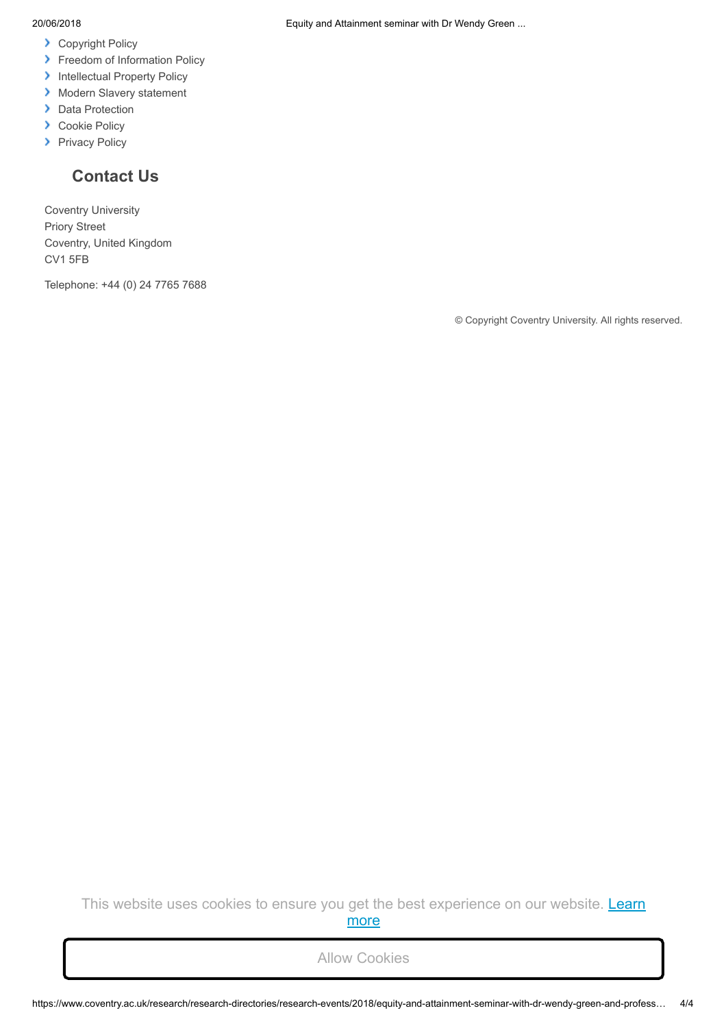- Copyright Policy
- Freedom of Information Policy
- Intellectual Property Policy
- Modern Slavery statement
- Data Protection
- Cookie Policy
- Privacy Policy

## Contact Us

Coventry University
Priory Street
Coventry, United Kingdom
CV1 5FB

Telephone: +44 (0) 24 7765 7688

© Copyright Coventry University. All rights reserved.

This website uses cookies to ensure you get the best experience on our website. Learn more

Allow Cookies